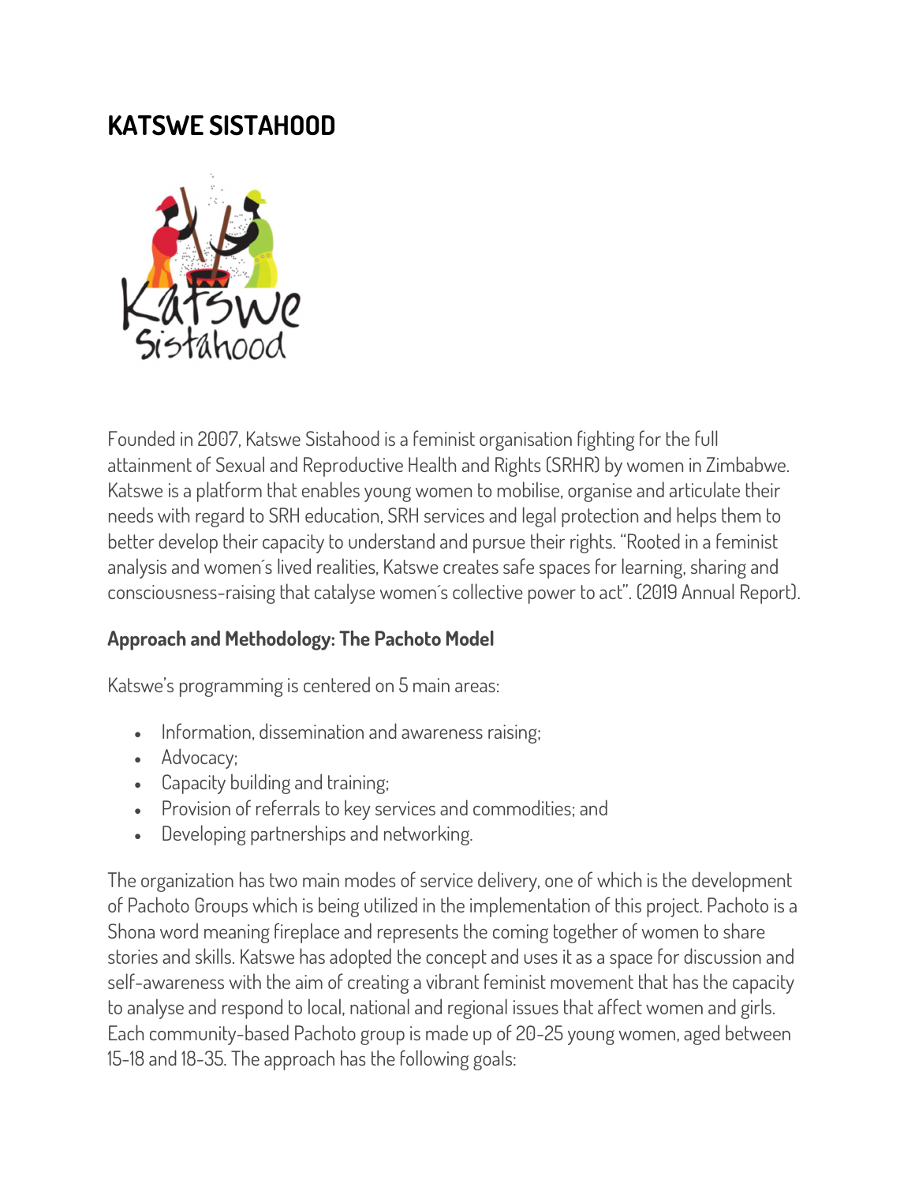# KATSWE SISTAHOOD

Founded in 2007, Katswe Sistahood is a feminist organisation fighting for the full attainment of Sexual and Reproductive Health and Rights (SRHR) by women in Zimbabwe. Katswe is a platform that enables young women to mobilise, organise and articulate their needs with regard to SRH education, SRH services and legal protection and helps them to better develop their capacity to understand and pursue their rights. "Rooted in a feminist analysis and women´s lived realities, Katswe creates safe spaces for learning, sharing and consciousness-raising that catalyse women´s collective power to act". (2019 Annual Report).

**Approach and Methodology: The Pachoto Model**

Katswe's programming is centered on 5 main areas:

- Information, dissemination and awareness raising;
- Advocacy;
- Capacity building and training;
- Provision of referrals to key services and commodities; and
- Developing partnerships and networking.

The organization has two main modes of service delivery, one of which is the development of Pachoto Groups which is being utilized in the implementation of this project. Pachoto is a Shona word meaning fireplace and represents the coming together of women to share stories and skills. Katswe has adopted the concept and uses it as a space for discussion and self-awareness with the aim of creating a vibrant feminist movement that has the capacity to analyse and respond to local, national and regional issues that affect women and girls. Each community-based Pachoto group is made up of 20-25 young women, aged between 15-18 and 18-35. The approach has the following goals: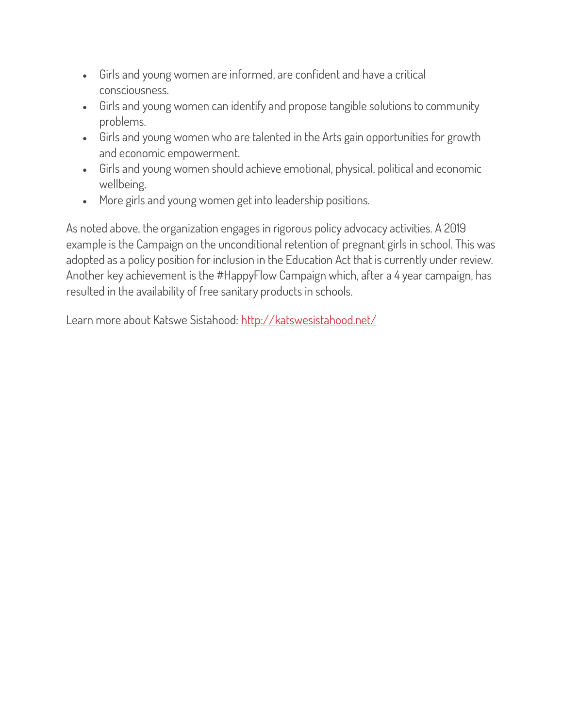- Girls and young women are informed, are confident and have a critical consciousness.
- Girls and young women can identify and propose tangible solutions to community problems.
- Girls and young women who are talented in the Arts gain opportunities for growth and economic empowerment.
- Girls and young women should achieve emotional, physical, political and economic wellbeing.
- More girls and young women get into leadership positions.

As noted above, the organization engages in rigorous policy advocacy activities. A 2019 example is the Campaign on the unconditional retention of pregnant girls in school. This was adopted as a policy position for inclusion in the Education Act that is currently under review. Another key achievement is the #HappyFlow Campaign which, after a 4 year campaign, has resulted in the availability of free sanitary products in schools.

Learn more about Katswe Sistahood: [http://katswesistahood.net/](http://katswesistahood.net/)